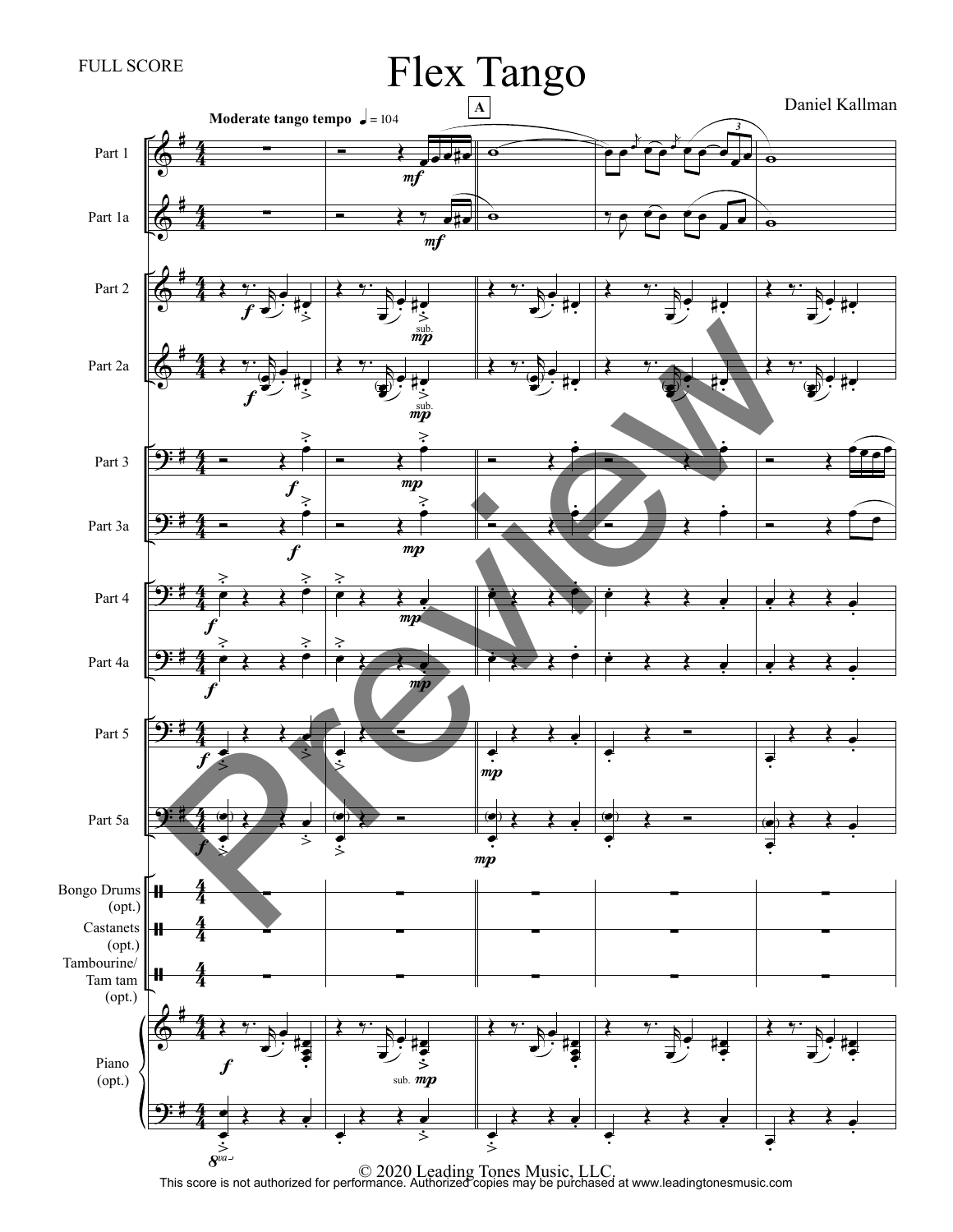FULL SCORE

# Flex Tango

Daniel Kallman

**Moderate tango tempo** ♩ = 104

Part 1
Part 1a
Part 2
Part 2a
Part 3
Part 3a
Part 4
Part 4a
Part 5
Part 5a
Bongo Drums (opt.)
Castanets (opt.)
Tambourine/ Tam tam (opt.)
Piano (opt.)

© 2020 Leading Tones Music, LLC.
This score is not authorized for performance. Authorized copies may be purchased at www.leadingtonesmusic.com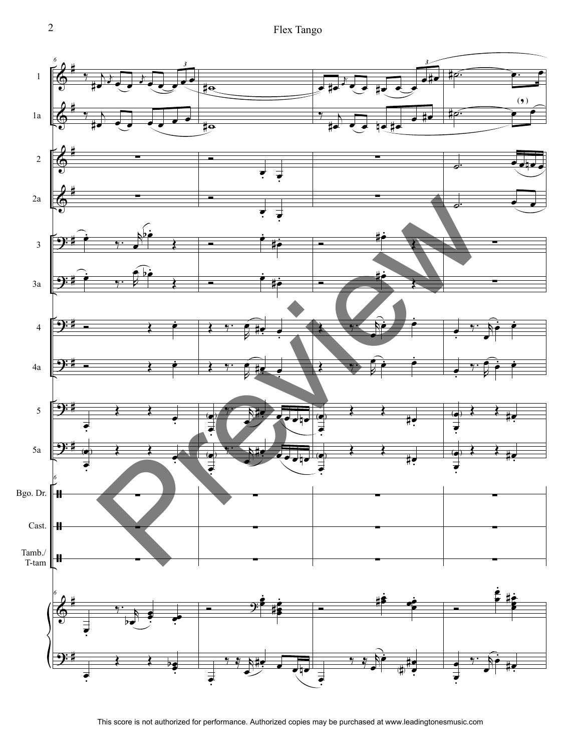This score is not authorized for performance. Authorized copies may be purchased at www.leadingtonesmusic.com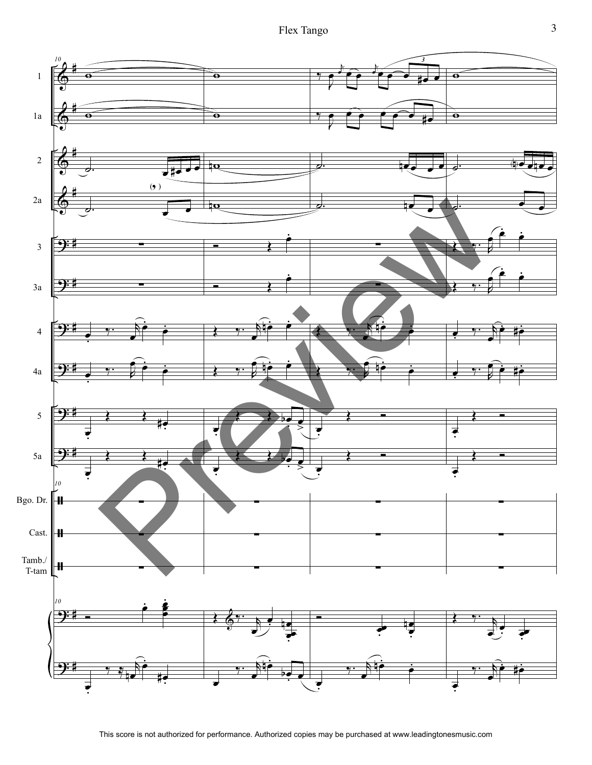This score is not authorized for performance. Authorized copies may be purchased at www.leadingtonesmusic.com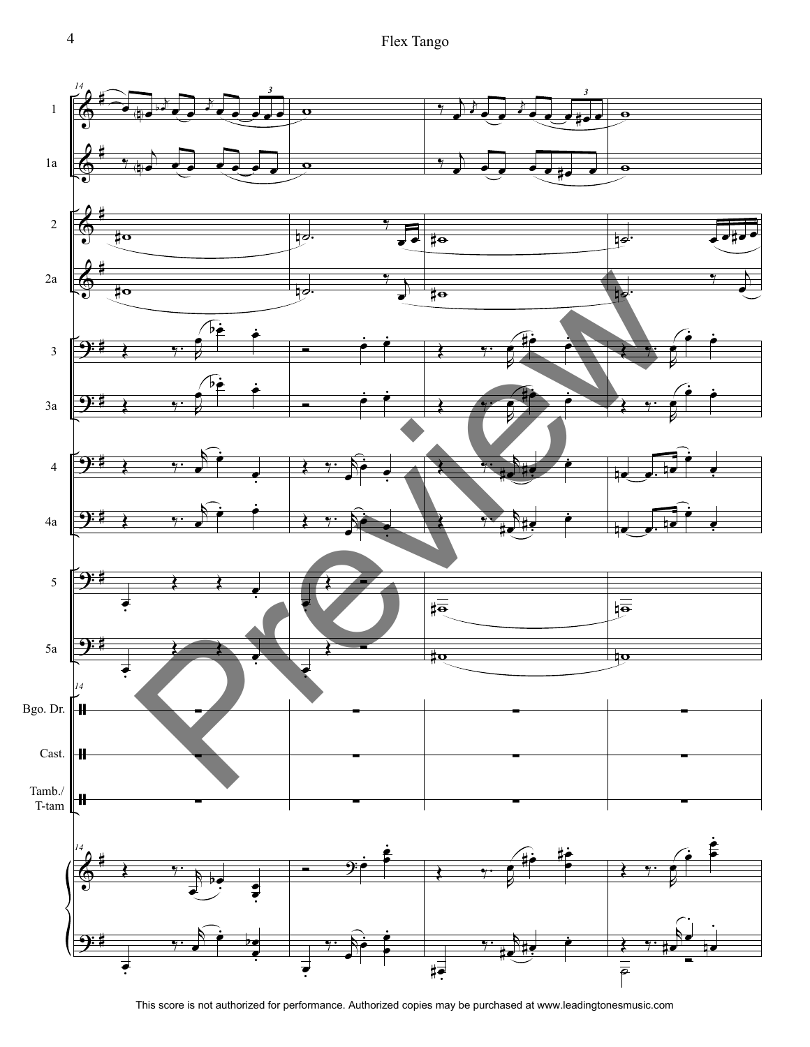1

1a

2

2a

3

3a

4

4a

5

5a

Bgo. Dr.

Cast.

Tamb./
T-tam

This score is not authorized for performance. Authorized copies may be purchased at www.leadingtonesmusic.com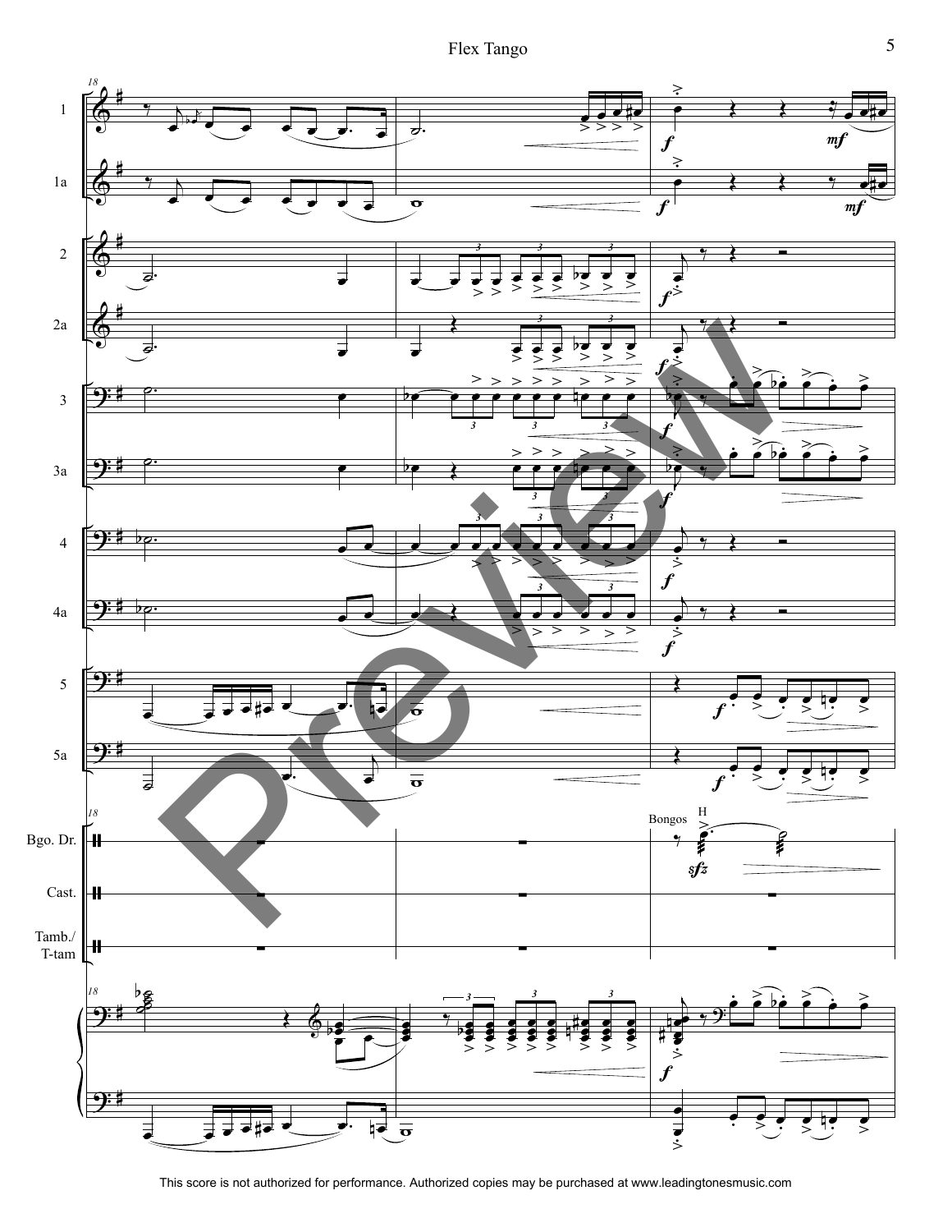This score is not authorized for performance. Authorized copies may be purchased at www.leadingtonesmusic.com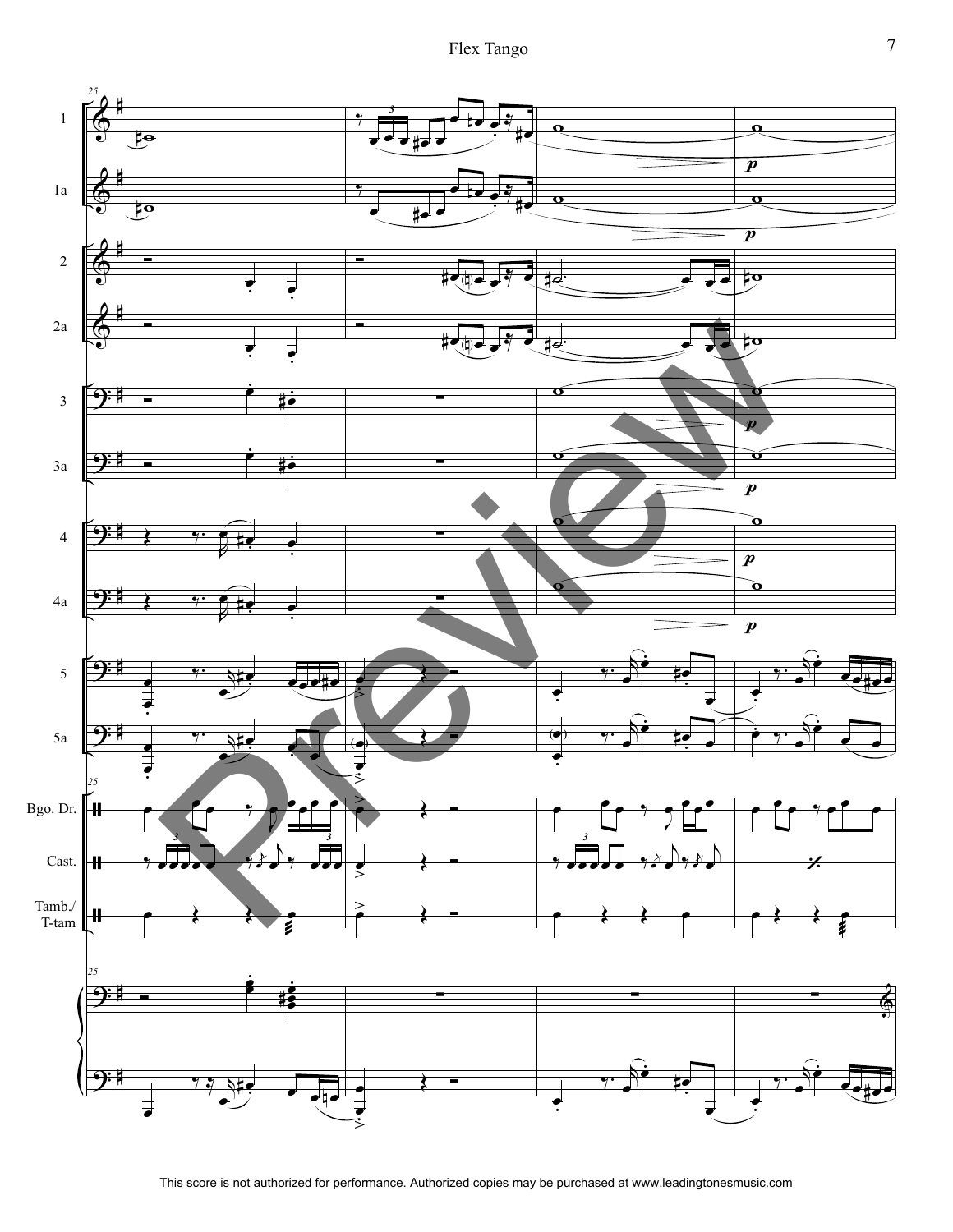This score is not authorized for performance. Authorized copies may be purchased at www.leadingtonesmusic.com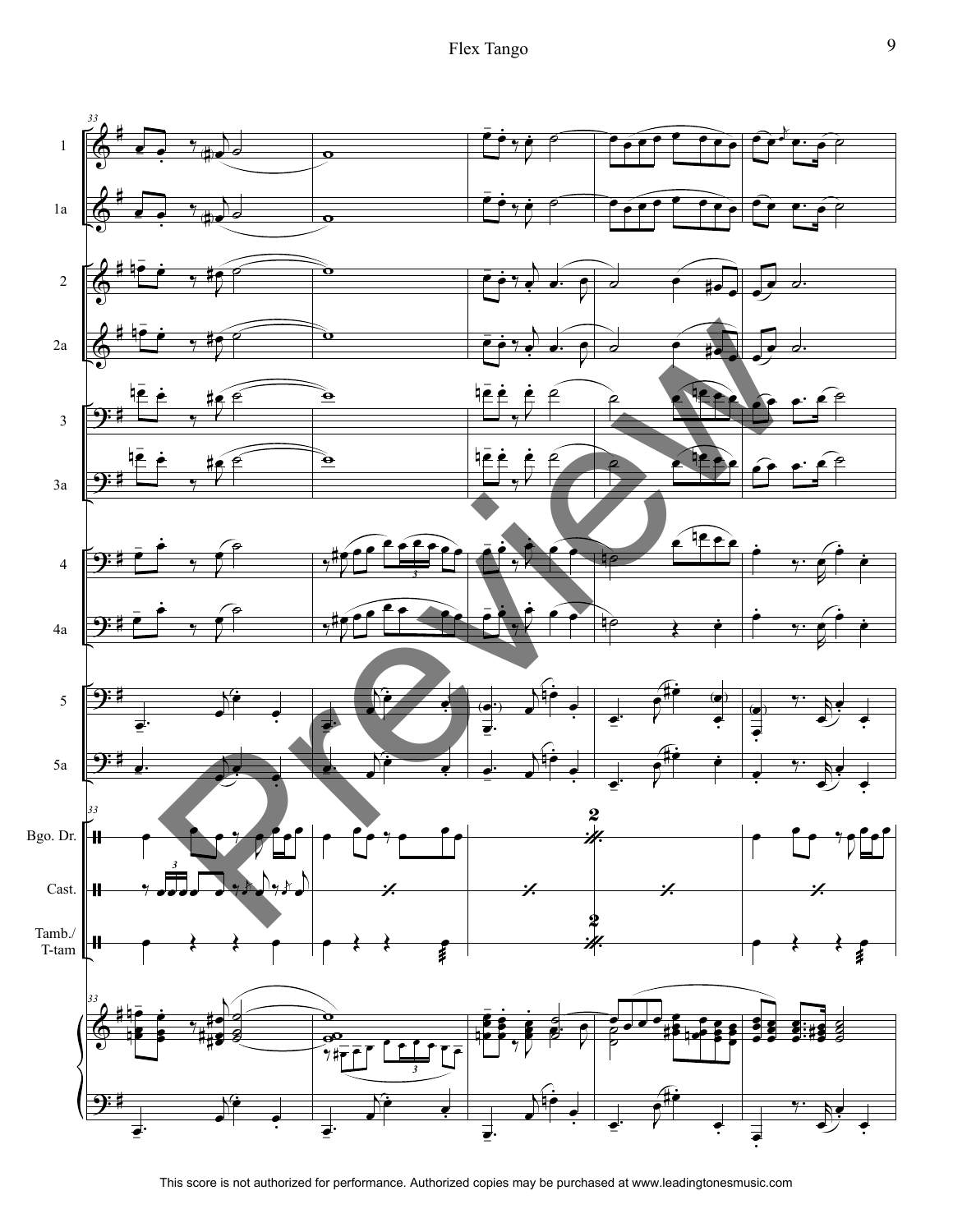This score is not authorized for performance. Authorized copies may be purchased at www.leadingtonesmusic.com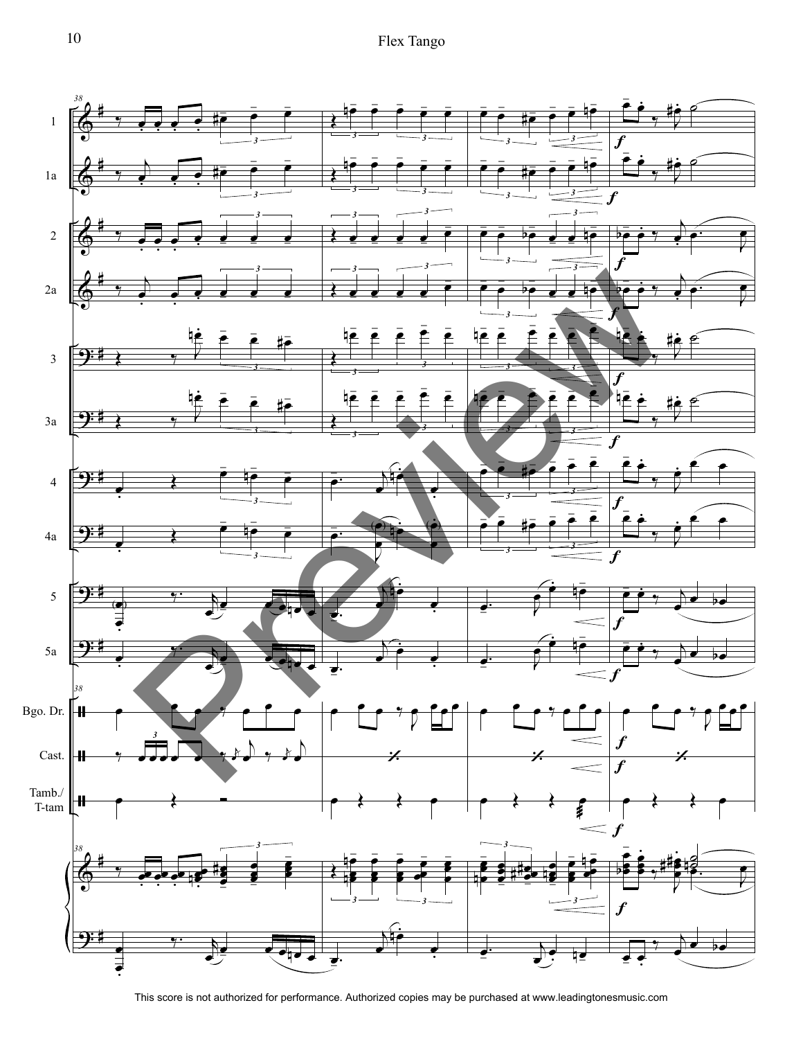This score is not authorized for performance. Authorized copies may be purchased at www.leadingtonesmusic.com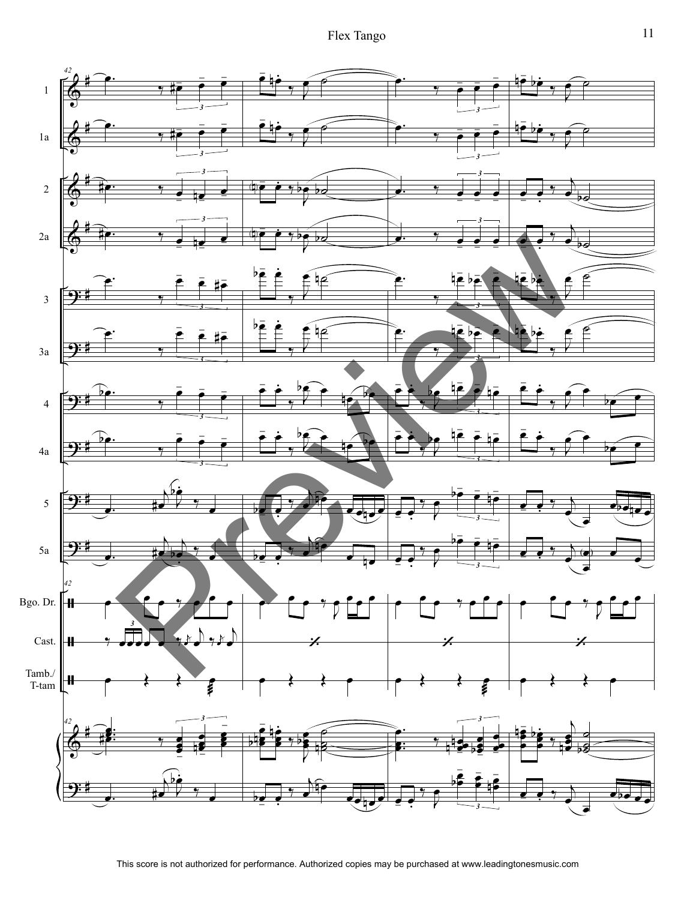This score is not authorized for performance. Authorized copies may be purchased at www.leadingtonesmusic.com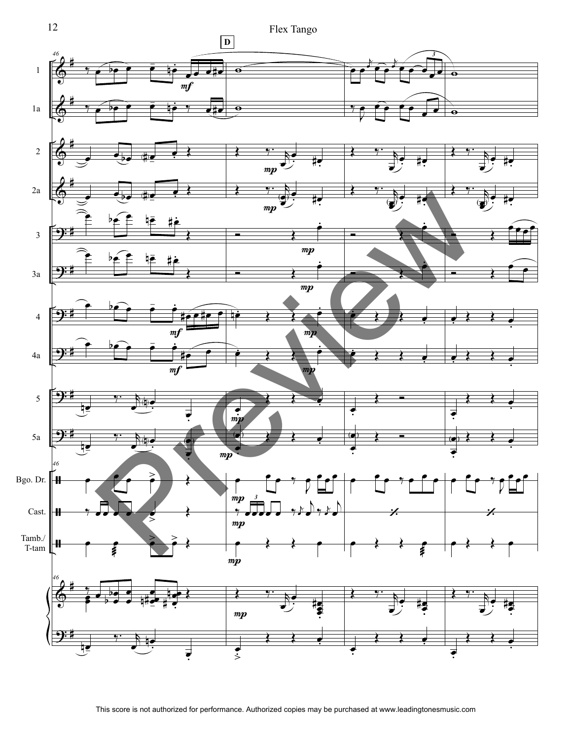Flex Tango

D

1

1a

2

2a

3

3a

4

4a

5

5a

Bgo. Dr.

Cast.

Tamb./
T-tam

Preview

This score is not authorized for performance. Authorized copies may be purchased at www.leadingtonesmusic.com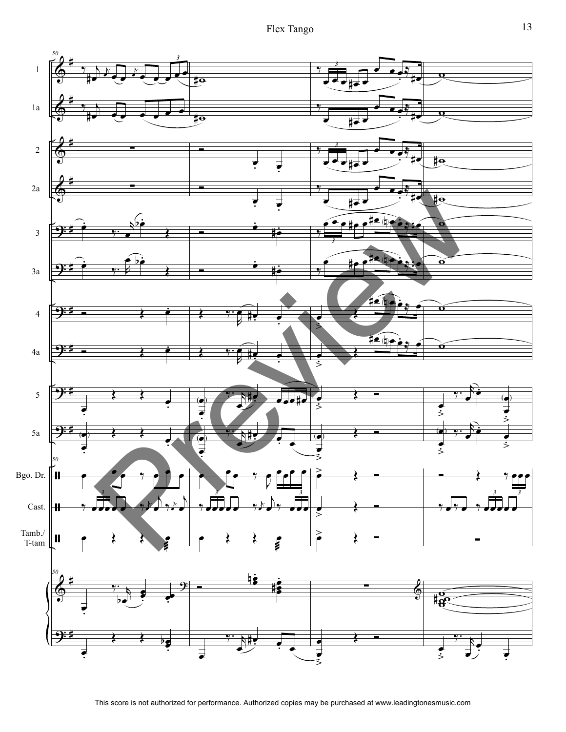This score is not authorized for performance. Authorized copies may be purchased at www.leadingtonesmusic.com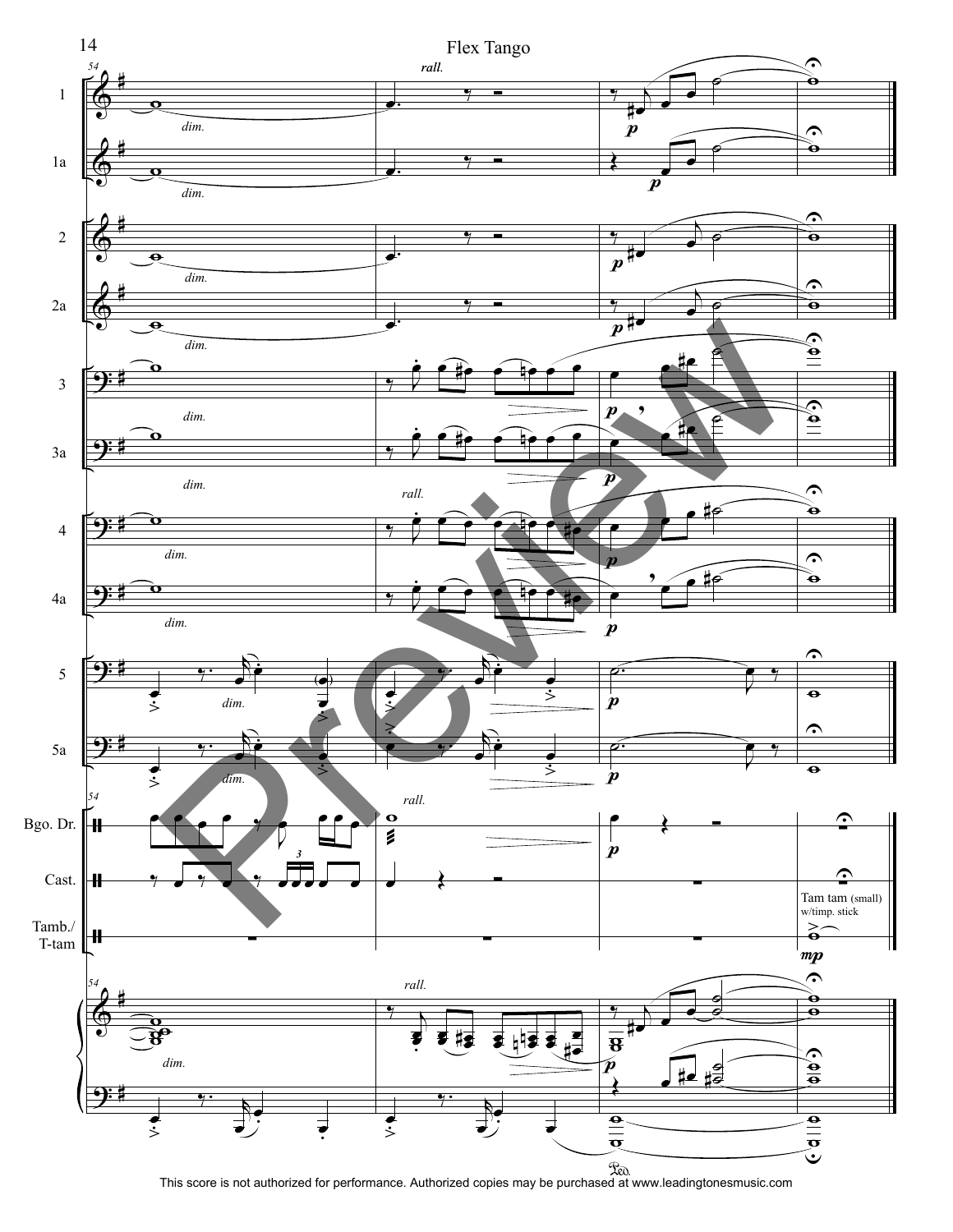Tam tam (small) w/timp. stick

This score is not authorized for performance. Authorized copies may be purchased at www.leadingtonesmusic.com